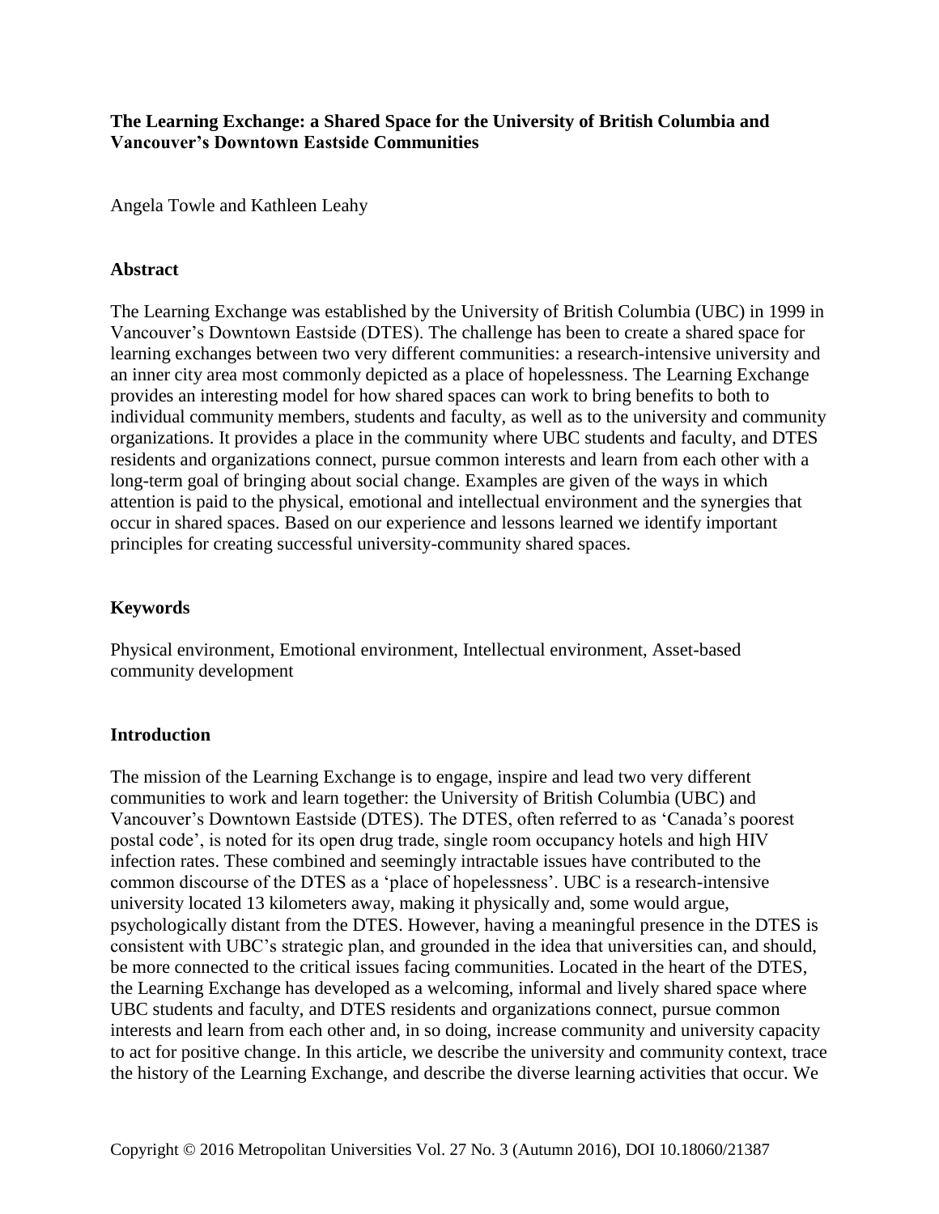# The Learning Exchange: a Shared Space for the University of British Columbia and Vancouver's Downtown Eastside Communities

Angela Towle and Kathleen Leahy

## Abstract

The Learning Exchange was established by the University of British Columbia (UBC) in 1999 in Vancouver's Downtown Eastside (DTES). The challenge has been to create a shared space for learning exchanges between two very different communities: a research-intensive university and an inner city area most commonly depicted as a place of hopelessness. The Learning Exchange provides an interesting model for how shared spaces can work to bring benefits to both to individual community members, students and faculty, as well as to the university and community organizations. It provides a place in the community where UBC students and faculty, and DTES residents and organizations connect, pursue common interests and learn from each other with a long-term goal of bringing about social change. Examples are given of the ways in which attention is paid to the physical, emotional and intellectual environment and the synergies that occur in shared spaces. Based on our experience and lessons learned we identify important principles for creating successful university-community shared spaces.

## Keywords

Physical environment, Emotional environment, Intellectual environment, Asset-based community development

## Introduction

The mission of the Learning Exchange is to engage, inspire and lead two very different communities to work and learn together: the University of British Columbia (UBC) and Vancouver's Downtown Eastside (DTES). The DTES, often referred to as 'Canada's poorest postal code', is noted for its open drug trade, single room occupancy hotels and high HIV infection rates. These combined and seemingly intractable issues have contributed to the common discourse of the DTES as a 'place of hopelessness'. UBC is a research-intensive university located 13 kilometers away, making it physically and, some would argue, psychologically distant from the DTES. However, having a meaningful presence in the DTES is consistent with UBC's strategic plan, and grounded in the idea that universities can, and should, be more connected to the critical issues facing communities. Located in the heart of the DTES, the Learning Exchange has developed as a welcoming, informal and lively shared space where UBC students and faculty, and DTES residents and organizations connect, pursue common interests and learn from each other and, in so doing, increase community and university capacity to act for positive change. In this article, we describe the university and community context, trace the history of the Learning Exchange, and describe the diverse learning activities that occur. We

Copyright © 2016 Metropolitan Universities Vol. 27 No. 3 (Autumn 2016), DOI 10.18060/21387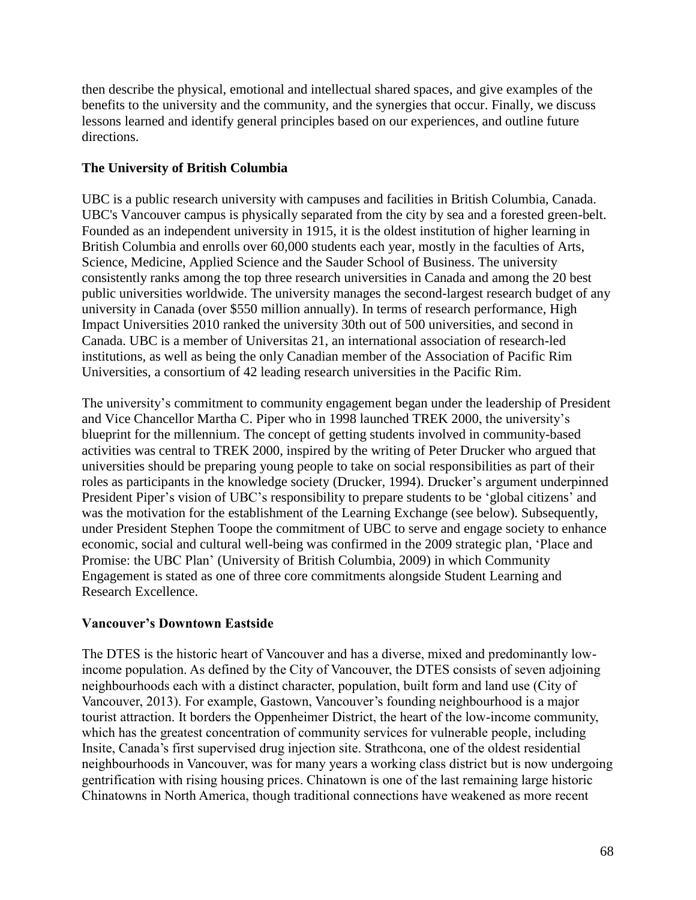then describe the physical, emotional and intellectual shared spaces, and give examples of the benefits to the university and the community, and the synergies that occur. Finally, we discuss lessons learned and identify general principles based on our experiences, and outline future directions.

**The University of British Columbia**

UBC is a public research university with campuses and facilities in British Columbia, Canada. UBC's Vancouver campus is physically separated from the city by sea and a forested green-belt. Founded as an independent university in 1915, it is the oldest institution of higher learning in British Columbia and enrolls over 60,000 students each year, mostly in the faculties of Arts, Science, Medicine, Applied Science and the Sauder School of Business. The university consistently ranks among the top three research universities in Canada and among the 20 best public universities worldwide. The university manages the second-largest research budget of any university in Canada (over $550 million annually). In terms of research performance, High Impact Universities 2010 ranked the university 30th out of 500 universities, and second in Canada. UBC is a member of Universitas 21, an international association of research-led institutions, as well as being the only Canadian member of the Association of Pacific Rim Universities, a consortium of 42 leading research universities in the Pacific Rim.

The university's commitment to community engagement began under the leadership of President and Vice Chancellor Martha C. Piper who in 1998 launched TREK 2000, the university's blueprint for the millennium. The concept of getting students involved in community-based activities was central to TREK 2000, inspired by the writing of Peter Drucker who argued that universities should be preparing young people to take on social responsibilities as part of their roles as participants in the knowledge society (Drucker, 1994). Drucker's argument underpinned President Piper's vision of UBC's responsibility to prepare students to be 'global citizens' and was the motivation for the establishment of the Learning Exchange (see below). Subsequently, under President Stephen Toope the commitment of UBC to serve and engage society to enhance economic, social and cultural well-being was confirmed in the 2009 strategic plan, 'Place and Promise: the UBC Plan' (University of British Columbia, 2009) in which Community Engagement is stated as one of three core commitments alongside Student Learning and Research Excellence.

**Vancouver's Downtown Eastside**

The DTES is the historic heart of Vancouver and has a diverse, mixed and predominantly low-income population. As defined by the City of Vancouver, the DTES consists of seven adjoining neighbourhoods each with a distinct character, population, built form and land use (City of Vancouver, 2013). For example, Gastown, Vancouver's founding neighbourhood is a major tourist attraction. It borders the Oppenheimer District, the heart of the low-income community, which has the greatest concentration of community services for vulnerable people, including Insite, Canada's first supervised drug injection site. Strathcona, one of the oldest residential neighbourhoods in Vancouver, was for many years a working class district but is now undergoing gentrification with rising housing prices. Chinatown is one of the last remaining large historic Chinatowns in North America, though traditional connections have weakened as more recent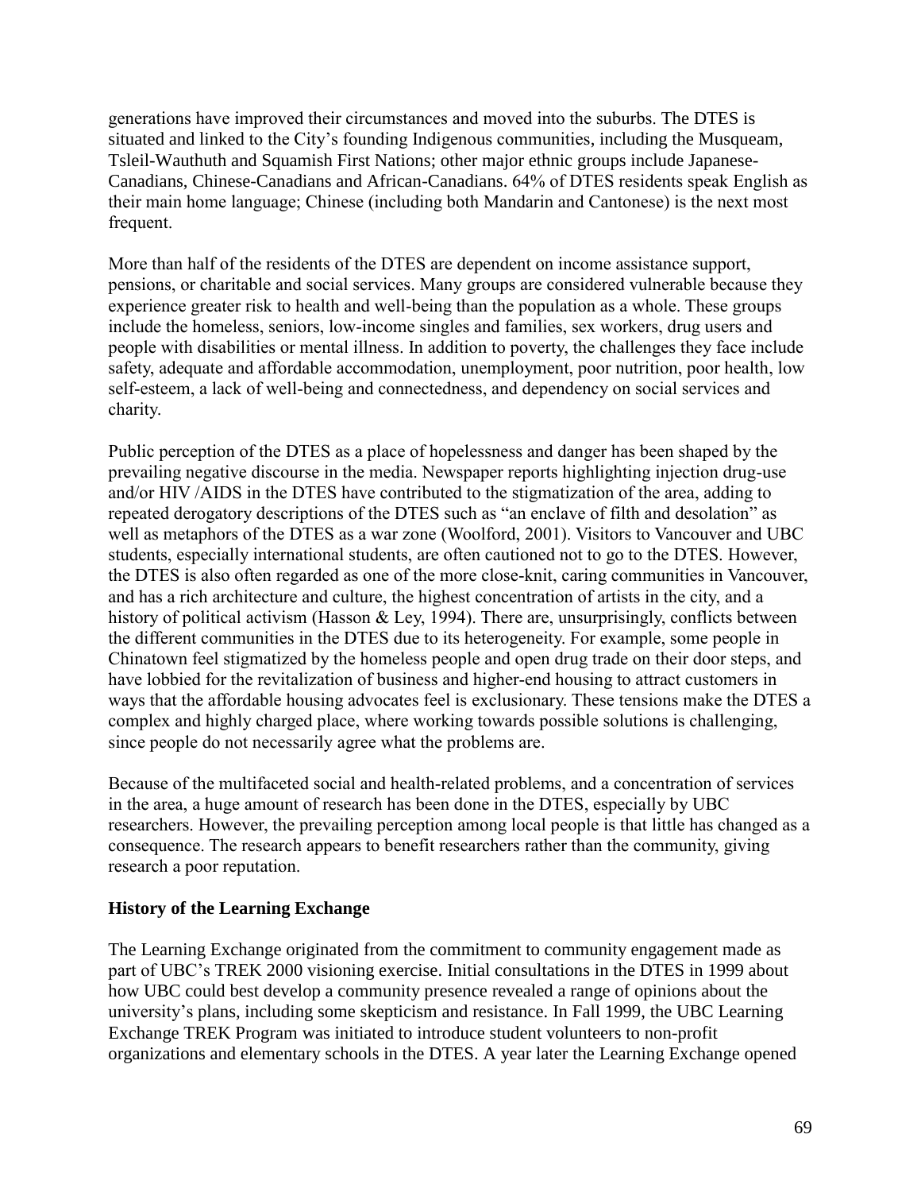generations have improved their circumstances and moved into the suburbs. The DTES is situated and linked to the City's founding Indigenous communities, including the Musqueam, Tsleil-Wauthuth and Squamish First Nations; other major ethnic groups include Japanese-Canadians, Chinese-Canadians and African-Canadians. 64% of DTES residents speak English as their main home language; Chinese (including both Mandarin and Cantonese) is the next most frequent.

More than half of the residents of the DTES are dependent on income assistance support, pensions, or charitable and social services. Many groups are considered vulnerable because they experience greater risk to health and well-being than the population as a whole. These groups include the homeless, seniors, low-income singles and families, sex workers, drug users and people with disabilities or mental illness. In addition to poverty, the challenges they face include safety, adequate and affordable accommodation, unemployment, poor nutrition, poor health, low self-esteem, a lack of well-being and connectedness, and dependency on social services and charity.

Public perception of the DTES as a place of hopelessness and danger has been shaped by the prevailing negative discourse in the media. Newspaper reports highlighting injection drug-use and/or HIV /AIDS in the DTES have contributed to the stigmatization of the area, adding to repeated derogatory descriptions of the DTES such as "an enclave of filth and desolation" as well as metaphors of the DTES as a war zone (Woolford, 2001). Visitors to Vancouver and UBC students, especially international students, are often cautioned not to go to the DTES. However, the DTES is also often regarded as one of the more close-knit, caring communities in Vancouver, and has a rich architecture and culture, the highest concentration of artists in the city, and a history of political activism (Hasson & Ley, 1994). There are, unsurprisingly, conflicts between the different communities in the DTES due to its heterogeneity. For example, some people in Chinatown feel stigmatized by the homeless people and open drug trade on their door steps, and have lobbied for the revitalization of business and higher-end housing to attract customers in ways that the affordable housing advocates feel is exclusionary. These tensions make the DTES a complex and highly charged place, where working towards possible solutions is challenging, since people do not necessarily agree what the problems are.

Because of the multifaceted social and health-related problems, and a concentration of services in the area, a huge amount of research has been done in the DTES, especially by UBC researchers. However, the prevailing perception among local people is that little has changed as a consequence. The research appears to benefit researchers rather than the community, giving research a poor reputation.

**History of the Learning Exchange**

The Learning Exchange originated from the commitment to community engagement made as part of UBC's TREK 2000 visioning exercise. Initial consultations in the DTES in 1999 about how UBC could best develop a community presence revealed a range of opinions about the university's plans, including some skepticism and resistance. In Fall 1999, the UBC Learning Exchange TREK Program was initiated to introduce student volunteers to non-profit organizations and elementary schools in the DTES. A year later the Learning Exchange opened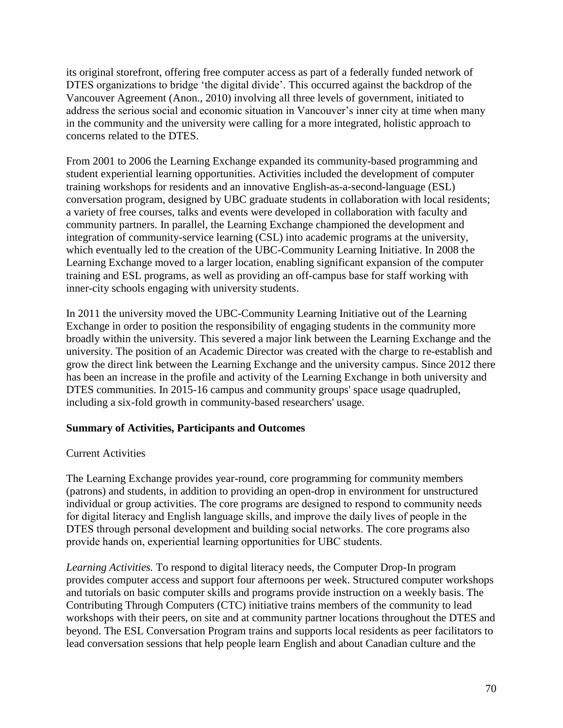its original storefront, offering free computer access as part of a federally funded network of DTES organizations to bridge 'the digital divide'. This occurred against the backdrop of the Vancouver Agreement (Anon., 2010) involving all three levels of government, initiated to address the serious social and economic situation in Vancouver's inner city at time when many in the community and the university were calling for a more integrated, holistic approach to concerns related to the DTES.

From 2001 to 2006 the Learning Exchange expanded its community-based programming and student experiential learning opportunities. Activities included the development of computer training workshops for residents and an innovative English-as-a-second-language (ESL) conversation program, designed by UBC graduate students in collaboration with local residents; a variety of free courses, talks and events were developed in collaboration with faculty and community partners. In parallel, the Learning Exchange championed the development and integration of community-service learning (CSL) into academic programs at the university, which eventually led to the creation of the UBC-Community Learning Initiative. In 2008 the Learning Exchange moved to a larger location, enabling significant expansion of the computer training and ESL programs, as well as providing an off-campus base for staff working with inner-city schools engaging with university students.

In 2011 the university moved the UBC-Community Learning Initiative out of the Learning Exchange in order to position the responsibility of engaging students in the community more broadly within the university. This severed a major link between the Learning Exchange and the university. The position of an Academic Director was created with the charge to re-establish and grow the direct link between the Learning Exchange and the university campus. Since 2012 there has been an increase in the profile and activity of the Learning Exchange in both university and DTES communities. In 2015-16 campus and community groups' space usage quadrupled, including a six-fold growth in community-based researchers' usage.

## Summary of Activities, Participants and Outcomes

### Current Activities

The Learning Exchange provides year-round, core programming for community members (patrons) and students, in addition to providing an open-drop in environment for unstructured individual or group activities. The core programs are designed to respond to community needs for digital literacy and English language skills, and improve the daily lives of people in the DTES through personal development and building social networks. The core programs also provide hands on, experiential learning opportunities for UBC students.

*Learning Activities.* To respond to digital literacy needs, the Computer Drop-In program provides computer access and support four afternoons per week. Structured computer workshops and tutorials on basic computer skills and programs provide instruction on a weekly basis. The Contributing Through Computers (CTC) initiative trains members of the community to lead workshops with their peers, on site and at community partner locations throughout the DTES and beyond. The ESL Conversation Program trains and supports local residents as peer facilitators to lead conversation sessions that help people learn English and about Canadian culture and the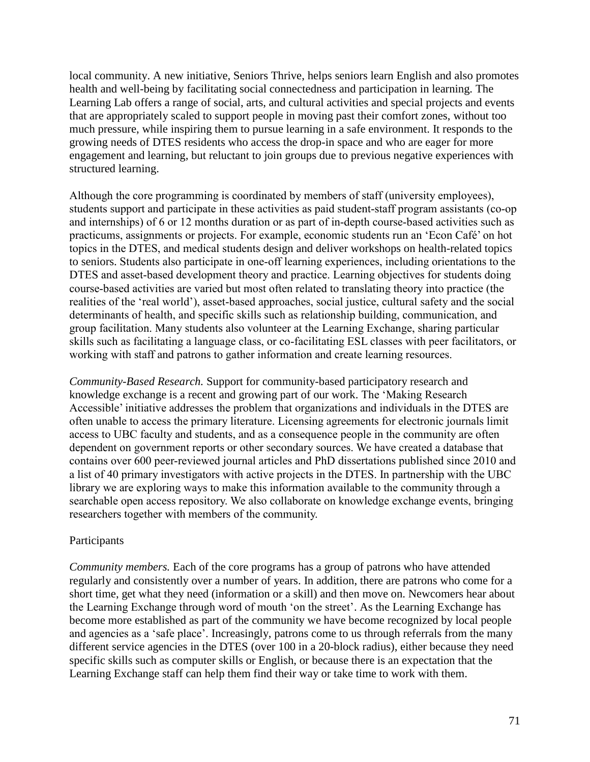local community. A new initiative, Seniors Thrive, helps seniors learn English and also promotes health and well-being by facilitating social connectedness and participation in learning. The Learning Lab offers a range of social, arts, and cultural activities and special projects and events that are appropriately scaled to support people in moving past their comfort zones, without too much pressure, while inspiring them to pursue learning in a safe environment. It responds to the growing needs of DTES residents who access the drop-in space and who are eager for more engagement and learning, but reluctant to join groups due to previous negative experiences with structured learning.

Although the core programming is coordinated by members of staff (university employees), students support and participate in these activities as paid student-staff program assistants (co-op and internships) of 6 or 12 months duration or as part of in-depth course-based activities such as practicums, assignments or projects. For example, economic students run an 'Econ Café' on hot topics in the DTES, and medical students design and deliver workshops on health-related topics to seniors. Students also participate in one-off learning experiences, including orientations to the DTES and asset-based development theory and practice. Learning objectives for students doing course-based activities are varied but most often related to translating theory into practice (the realities of the 'real world'), asset-based approaches, social justice, cultural safety and the social determinants of health, and specific skills such as relationship building, communication, and group facilitation. Many students also volunteer at the Learning Exchange, sharing particular skills such as facilitating a language class, or co-facilitating ESL classes with peer facilitators, or working with staff and patrons to gather information and create learning resources.

*Community-Based Research.* Support for community-based participatory research and knowledge exchange is a recent and growing part of our work. The 'Making Research Accessible' initiative addresses the problem that organizations and individuals in the DTES are often unable to access the primary literature. Licensing agreements for electronic journals limit access to UBC faculty and students, and as a consequence people in the community are often dependent on government reports or other secondary sources. We have created a database that contains over 600 peer-reviewed journal articles and PhD dissertations published since 2010 and a list of 40 primary investigators with active projects in the DTES. In partnership with the UBC library we are exploring ways to make this information available to the community through a searchable open access repository. We also collaborate on knowledge exchange events, bringing researchers together with members of the community.

Participants

*Community members.* Each of the core programs has a group of patrons who have attended regularly and consistently over a number of years. In addition, there are patrons who come for a short time, get what they need (information or a skill) and then move on. Newcomers hear about the Learning Exchange through word of mouth 'on the street'. As the Learning Exchange has become more established as part of the community we have become recognized by local people and agencies as a 'safe place'. Increasingly, patrons come to us through referrals from the many different service agencies in the DTES (over 100 in a 20-block radius), either because they need specific skills such as computer skills or English, or because there is an expectation that the Learning Exchange staff can help them find their way or take time to work with them.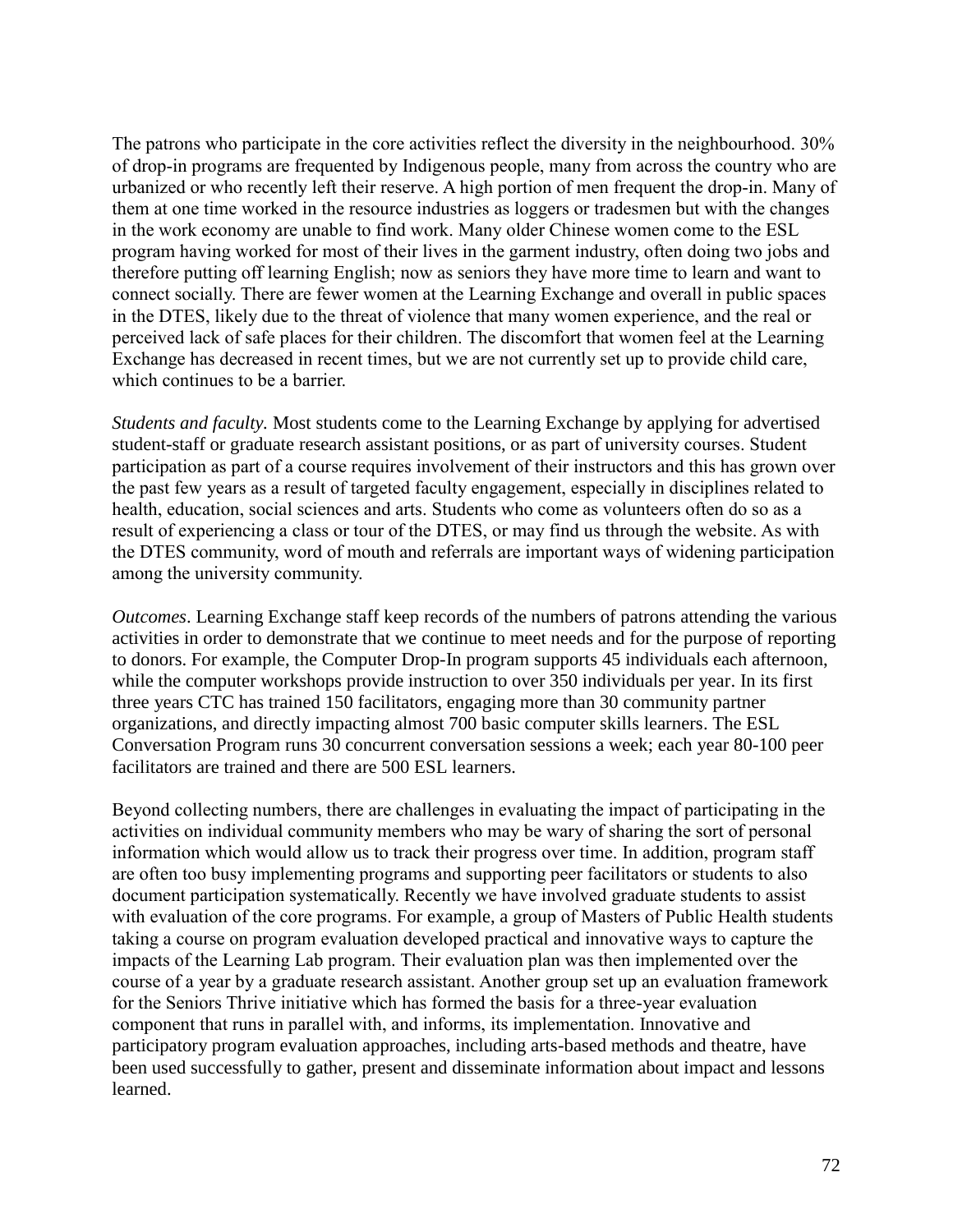The patrons who participate in the core activities reflect the diversity in the neighbourhood. 30% of drop-in programs are frequented by Indigenous people, many from across the country who are urbanized or who recently left their reserve. A high portion of men frequent the drop-in. Many of them at one time worked in the resource industries as loggers or tradesmen but with the changes in the work economy are unable to find work. Many older Chinese women come to the ESL program having worked for most of their lives in the garment industry, often doing two jobs and therefore putting off learning English; now as seniors they have more time to learn and want to connect socially. There are fewer women at the Learning Exchange and overall in public spaces in the DTES, likely due to the threat of violence that many women experience, and the real or perceived lack of safe places for their children. The discomfort that women feel at the Learning Exchange has decreased in recent times, but we are not currently set up to provide child care, which continues to be a barrier.

*Students and faculty.* Most students come to the Learning Exchange by applying for advertised student-staff or graduate research assistant positions, or as part of university courses. Student participation as part of a course requires involvement of their instructors and this has grown over the past few years as a result of targeted faculty engagement, especially in disciplines related to health, education, social sciences and arts. Students who come as volunteers often do so as a result of experiencing a class or tour of the DTES, or may find us through the website. As with the DTES community, word of mouth and referrals are important ways of widening participation among the university community.

*Outcomes*. Learning Exchange staff keep records of the numbers of patrons attending the various activities in order to demonstrate that we continue to meet needs and for the purpose of reporting to donors. For example, the Computer Drop-In program supports 45 individuals each afternoon, while the computer workshops provide instruction to over 350 individuals per year. In its first three years CTC has trained 150 facilitators, engaging more than 30 community partner organizations, and directly impacting almost 700 basic computer skills learners. The ESL Conversation Program runs 30 concurrent conversation sessions a week; each year 80-100 peer facilitators are trained and there are 500 ESL learners.

Beyond collecting numbers, there are challenges in evaluating the impact of participating in the activities on individual community members who may be wary of sharing the sort of personal information which would allow us to track their progress over time. In addition, program staff are often too busy implementing programs and supporting peer facilitators or students to also document participation systematically. Recently we have involved graduate students to assist with evaluation of the core programs. For example, a group of Masters of Public Health students taking a course on program evaluation developed practical and innovative ways to capture the impacts of the Learning Lab program. Their evaluation plan was then implemented over the course of a year by a graduate research assistant. Another group set up an evaluation framework for the Seniors Thrive initiative which has formed the basis for a three-year evaluation component that runs in parallel with, and informs, its implementation. Innovative and participatory program evaluation approaches, including arts-based methods and theatre, have been used successfully to gather, present and disseminate information about impact and lessons learned.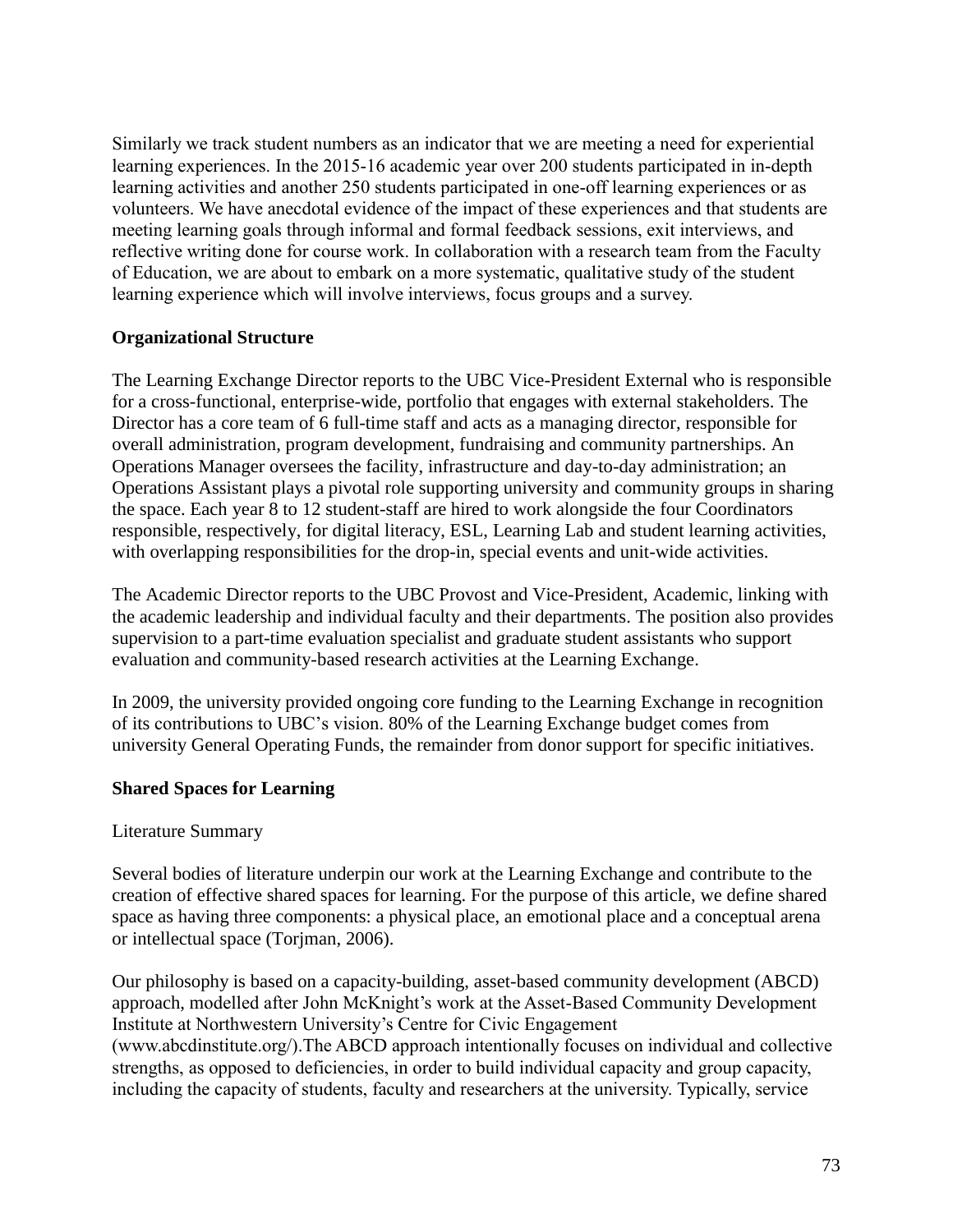Similarly we track student numbers as an indicator that we are meeting a need for experiential learning experiences. In the 2015-16 academic year over 200 students participated in in-depth learning activities and another 250 students participated in one-off learning experiences or as volunteers. We have anecdotal evidence of the impact of these experiences and that students are meeting learning goals through informal and formal feedback sessions, exit interviews, and reflective writing done for course work. In collaboration with a research team from the Faculty of Education, we are about to embark on a more systematic, qualitative study of the student learning experience which will involve interviews, focus groups and a survey.

**Organizational Structure**

The Learning Exchange Director reports to the UBC Vice-President External who is responsible for a cross-functional, enterprise-wide, portfolio that engages with external stakeholders. The Director has a core team of 6 full-time staff and acts as a managing director, responsible for overall administration, program development, fundraising and community partnerships. An Operations Manager oversees the facility, infrastructure and day-to-day administration; an Operations Assistant plays a pivotal role supporting university and community groups in sharing the space. Each year 8 to 12 student-staff are hired to work alongside the four Coordinators responsible, respectively, for digital literacy, ESL, Learning Lab and student learning activities, with overlapping responsibilities for the drop-in, special events and unit-wide activities.

The Academic Director reports to the UBC Provost and Vice-President, Academic, linking with the academic leadership and individual faculty and their departments. The position also provides supervision to a part-time evaluation specialist and graduate student assistants who support evaluation and community-based research activities at the Learning Exchange.

In 2009, the university provided ongoing core funding to the Learning Exchange in recognition of its contributions to UBC's vision. 80% of the Learning Exchange budget comes from university General Operating Funds, the remainder from donor support for specific initiatives.

**Shared Spaces for Learning**

Literature Summary

Several bodies of literature underpin our work at the Learning Exchange and contribute to the creation of effective shared spaces for learning. For the purpose of this article, we define shared space as having three components: a physical place, an emotional place and a conceptual arena or intellectual space (Torjman, 2006).

Our philosophy is based on a capacity-building, asset-based community development (ABCD) approach, modelled after John McKnight's work at the Asset-Based Community Development Institute at Northwestern University's Centre for Civic Engagement (www.abcdinstitute.org/).The ABCD approach intentionally focuses on individual and collective strengths, as opposed to deficiencies, in order to build individual capacity and group capacity, including the capacity of students, faculty and researchers at the university. Typically, service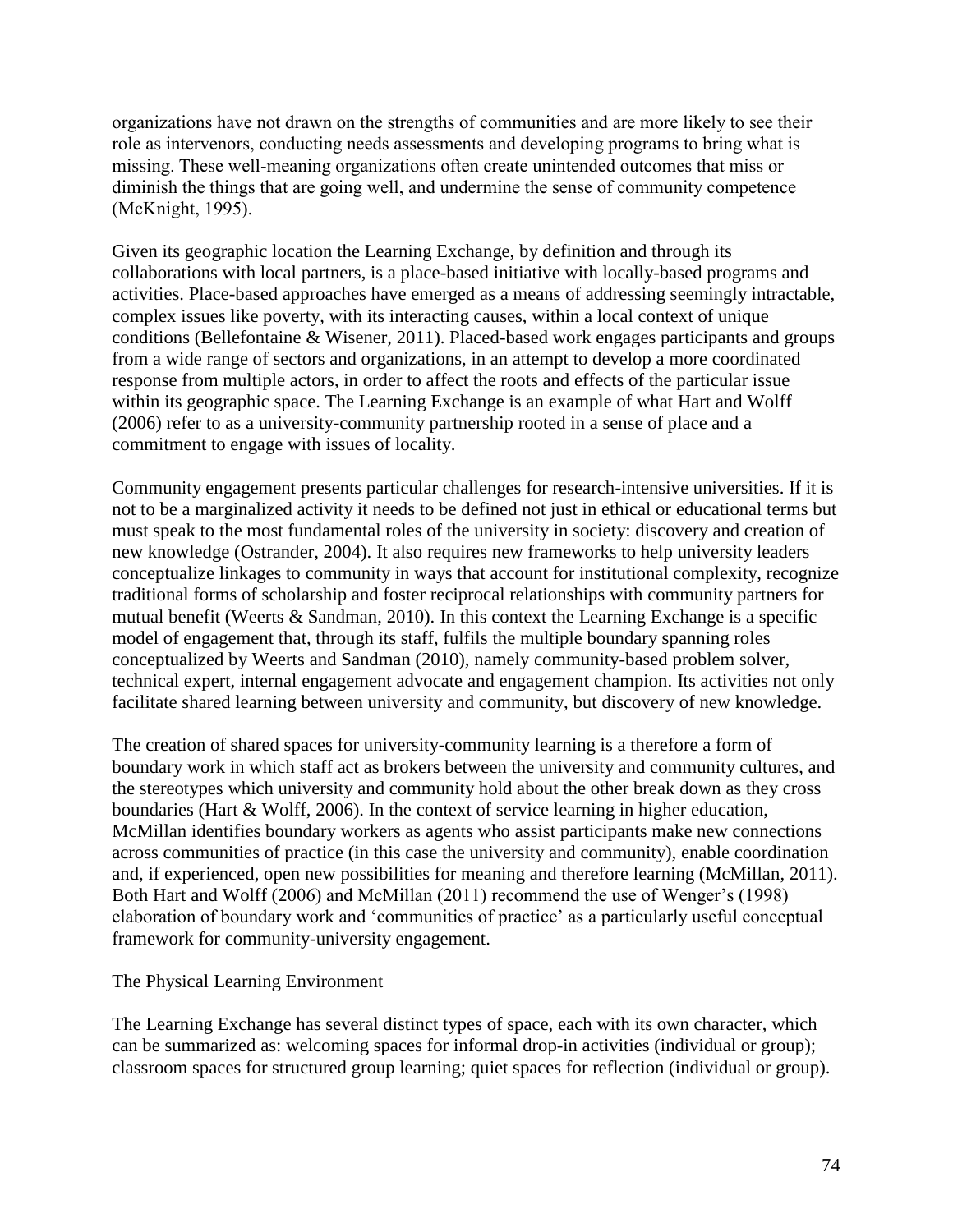organizations have not drawn on the strengths of communities and are more likely to see their role as intervenors, conducting needs assessments and developing programs to bring what is missing. These well-meaning organizations often create unintended outcomes that miss or diminish the things that are going well, and undermine the sense of community competence (McKnight, 1995).

Given its geographic location the Learning Exchange, by definition and through its collaborations with local partners, is a place-based initiative with locally-based programs and activities. Place-based approaches have emerged as a means of addressing seemingly intractable, complex issues like poverty, with its interacting causes, within a local context of unique conditions (Bellefontaine & Wisener, 2011). Placed-based work engages participants and groups from a wide range of sectors and organizations, in an attempt to develop a more coordinated response from multiple actors, in order to affect the roots and effects of the particular issue within its geographic space. The Learning Exchange is an example of what Hart and Wolff (2006) refer to as a university-community partnership rooted in a sense of place and a commitment to engage with issues of locality.

Community engagement presents particular challenges for research-intensive universities. If it is not to be a marginalized activity it needs to be defined not just in ethical or educational terms but must speak to the most fundamental roles of the university in society: discovery and creation of new knowledge (Ostrander, 2004). It also requires new frameworks to help university leaders conceptualize linkages to community in ways that account for institutional complexity, recognize traditional forms of scholarship and foster reciprocal relationships with community partners for mutual benefit (Weerts & Sandman, 2010). In this context the Learning Exchange is a specific model of engagement that, through its staff, fulfils the multiple boundary spanning roles conceptualized by Weerts and Sandman (2010), namely community-based problem solver, technical expert, internal engagement advocate and engagement champion. Its activities not only facilitate shared learning between university and community, but discovery of new knowledge.

The creation of shared spaces for university-community learning is a therefore a form of boundary work in which staff act as brokers between the university and community cultures, and the stereotypes which university and community hold about the other break down as they cross boundaries (Hart & Wolff, 2006). In the context of service learning in higher education, McMillan identifies boundary workers as agents who assist participants make new connections across communities of practice (in this case the university and community), enable coordination and, if experienced, open new possibilities for meaning and therefore learning (McMillan, 2011). Both Hart and Wolff (2006) and McMillan (2011) recommend the use of Wenger's (1998) elaboration of boundary work and 'communities of practice' as a particularly useful conceptual framework for community-university engagement.

## The Physical Learning Environment

The Learning Exchange has several distinct types of space, each with its own character, which can be summarized as: welcoming spaces for informal drop-in activities (individual or group); classroom spaces for structured group learning; quiet spaces for reflection (individual or group).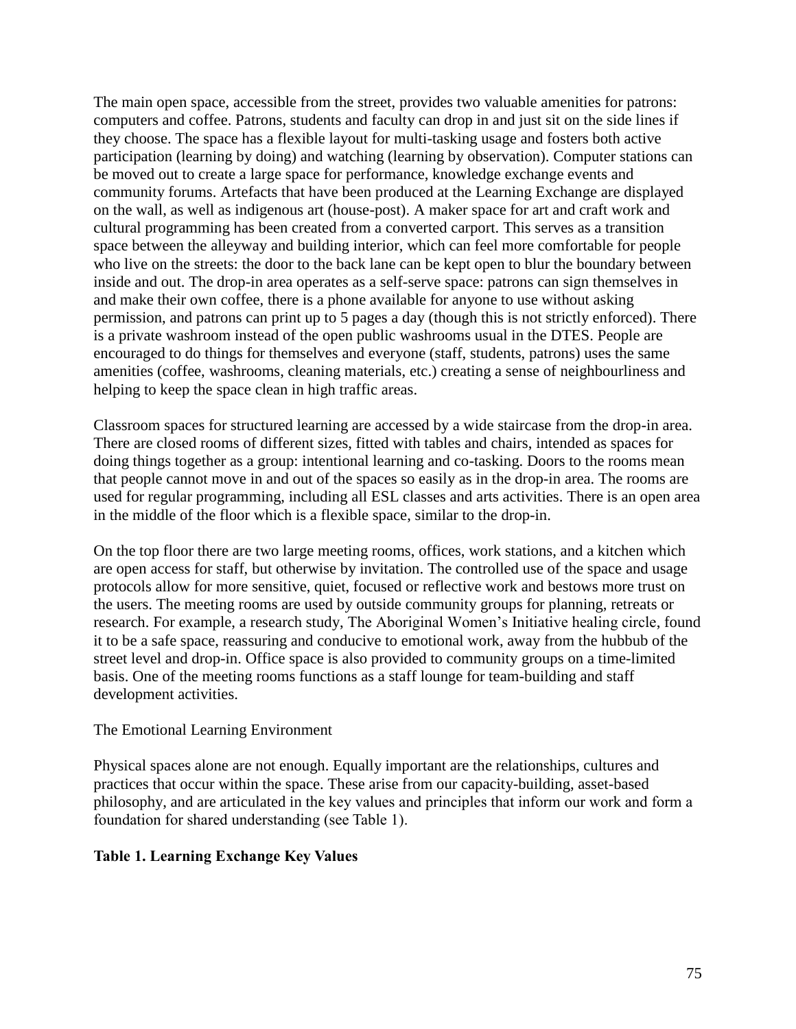The main open space, accessible from the street, provides two valuable amenities for patrons: computers and coffee. Patrons, students and faculty can drop in and just sit on the side lines if they choose. The space has a flexible layout for multi-tasking usage and fosters both active participation (learning by doing) and watching (learning by observation). Computer stations can be moved out to create a large space for performance, knowledge exchange events and community forums. Artefacts that have been produced at the Learning Exchange are displayed on the wall, as well as indigenous art (house-post). A maker space for art and craft work and cultural programming has been created from a converted carport. This serves as a transition space between the alleyway and building interior, which can feel more comfortable for people who live on the streets: the door to the back lane can be kept open to blur the boundary between inside and out. The drop-in area operates as a self-serve space: patrons can sign themselves in and make their own coffee, there is a phone available for anyone to use without asking permission, and patrons can print up to 5 pages a day (though this is not strictly enforced). There is a private washroom instead of the open public washrooms usual in the DTES. People are encouraged to do things for themselves and everyone (staff, students, patrons) uses the same amenities (coffee, washrooms, cleaning materials, etc.) creating a sense of neighbourliness and helping to keep the space clean in high traffic areas.

Classroom spaces for structured learning are accessed by a wide staircase from the drop-in area. There are closed rooms of different sizes, fitted with tables and chairs, intended as spaces for doing things together as a group: intentional learning and co-tasking. Doors to the rooms mean that people cannot move in and out of the spaces so easily as in the drop-in area. The rooms are used for regular programming, including all ESL classes and arts activities. There is an open area in the middle of the floor which is a flexible space, similar to the drop-in.

On the top floor there are two large meeting rooms, offices, work stations, and a kitchen which are open access for staff, but otherwise by invitation. The controlled use of the space and usage protocols allow for more sensitive, quiet, focused or reflective work and bestows more trust on the users. The meeting rooms are used by outside community groups for planning, retreats or research. For example, a research study, The Aboriginal Women's Initiative healing circle, found it to be a safe space, reassuring and conducive to emotional work, away from the hubbub of the street level and drop-in. Office space is also provided to community groups on a time-limited basis. One of the meeting rooms functions as a staff lounge for team-building and staff development activities.

## The Emotional Learning Environment

Physical spaces alone are not enough. Equally important are the relationships, cultures and practices that occur within the space. These arise from our capacity-building, asset-based philosophy, and are articulated in the key values and principles that inform our work and form a foundation for shared understanding (see Table 1).

**Table 1. Learning Exchange Key Values**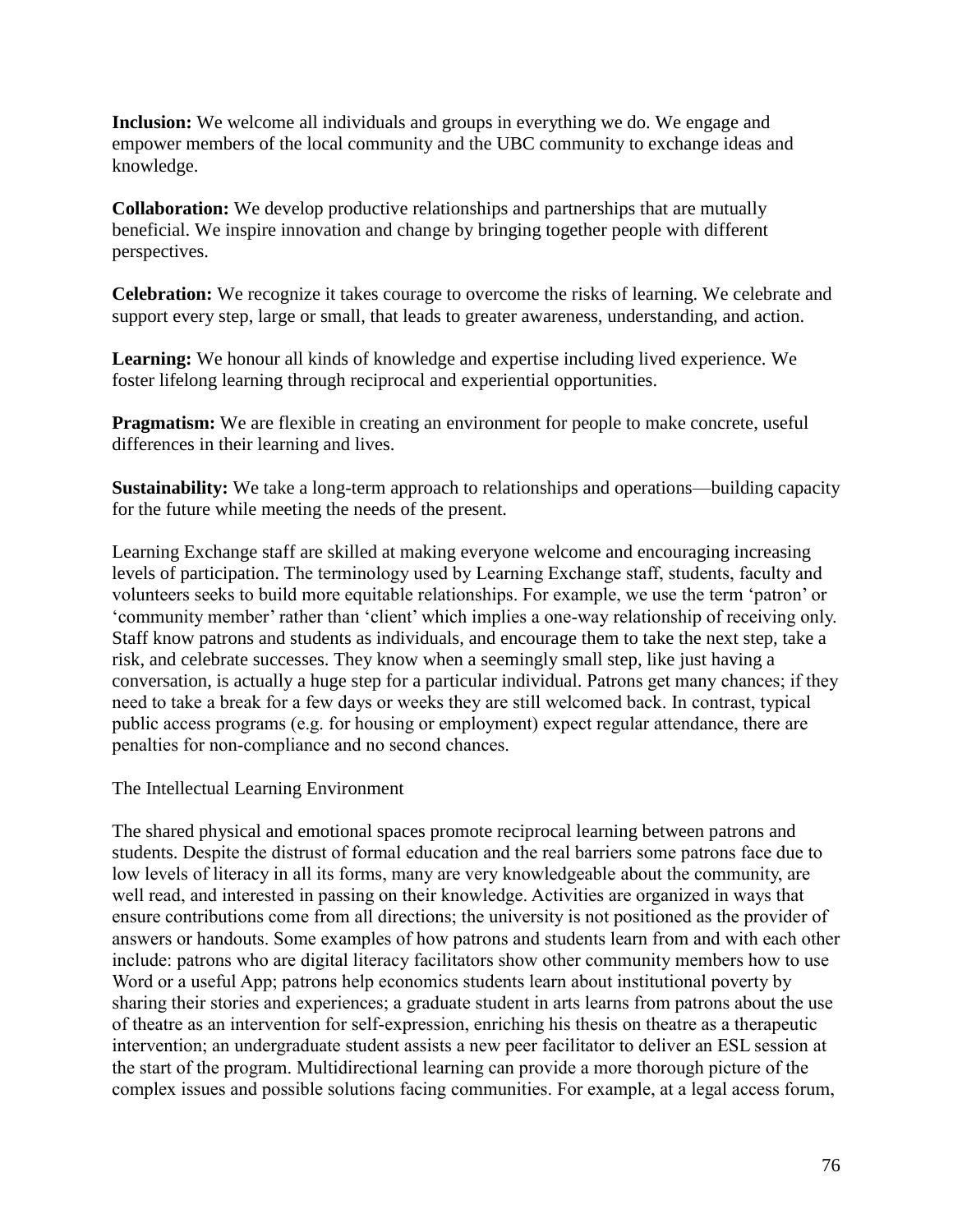**Inclusion:** We welcome all individuals and groups in everything we do. We engage and empower members of the local community and the UBC community to exchange ideas and knowledge.

**Collaboration:** We develop productive relationships and partnerships that are mutually beneficial. We inspire innovation and change by bringing together people with different perspectives.

**Celebration:** We recognize it takes courage to overcome the risks of learning. We celebrate and support every step, large or small, that leads to greater awareness, understanding, and action.

**Learning:** We honour all kinds of knowledge and expertise including lived experience. We foster lifelong learning through reciprocal and experiential opportunities.

**Pragmatism:** We are flexible in creating an environment for people to make concrete, useful differences in their learning and lives.

**Sustainability:** We take a long-term approach to relationships and operations—building capacity for the future while meeting the needs of the present.

Learning Exchange staff are skilled at making everyone welcome and encouraging increasing levels of participation. The terminology used by Learning Exchange staff, students, faculty and volunteers seeks to build more equitable relationships. For example, we use the term 'patron' or 'community member' rather than 'client' which implies a one-way relationship of receiving only. Staff know patrons and students as individuals, and encourage them to take the next step, take a risk, and celebrate successes. They know when a seemingly small step, like just having a conversation, is actually a huge step for a particular individual. Patrons get many chances; if they need to take a break for a few days or weeks they are still welcomed back. In contrast, typical public access programs (e.g. for housing or employment) expect regular attendance, there are penalties for non-compliance and no second chances.

## The Intellectual Learning Environment

The shared physical and emotional spaces promote reciprocal learning between patrons and students. Despite the distrust of formal education and the real barriers some patrons face due to low levels of literacy in all its forms, many are very knowledgeable about the community, are well read, and interested in passing on their knowledge. Activities are organized in ways that ensure contributions come from all directions; the university is not positioned as the provider of answers or handouts. Some examples of how patrons and students learn from and with each other include: patrons who are digital literacy facilitators show other community members how to use Word or a useful App; patrons help economics students learn about institutional poverty by sharing their stories and experiences; a graduate student in arts learns from patrons about the use of theatre as an intervention for self-expression, enriching his thesis on theatre as a therapeutic intervention; an undergraduate student assists a new peer facilitator to deliver an ESL session at the start of the program. Multidirectional learning can provide a more thorough picture of the complex issues and possible solutions facing communities. For example, at a legal access forum,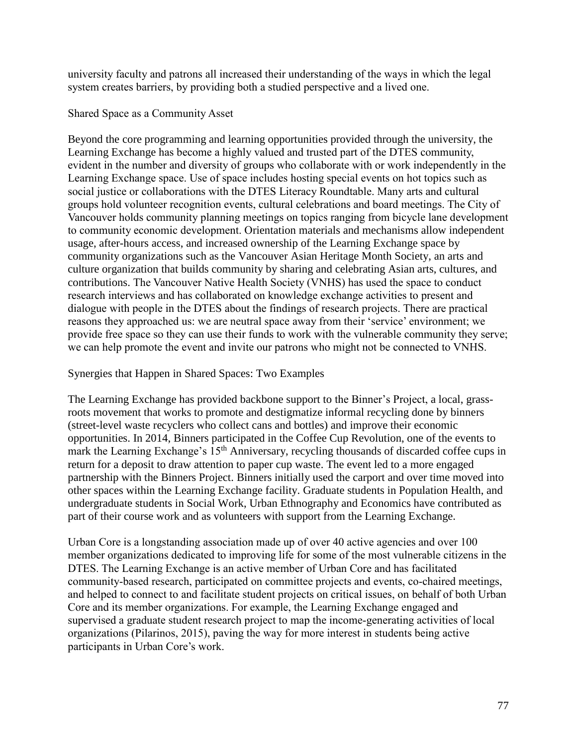university faculty and patrons all increased their understanding of the ways in which the legal system creates barriers, by providing both a studied perspective and a lived one.

## Shared Space as a Community Asset

Beyond the core programming and learning opportunities provided through the university, the Learning Exchange has become a highly valued and trusted part of the DTES community, evident in the number and diversity of groups who collaborate with or work independently in the Learning Exchange space. Use of space includes hosting special events on hot topics such as social justice or collaborations with the DTES Literacy Roundtable. Many arts and cultural groups hold volunteer recognition events, cultural celebrations and board meetings. The City of Vancouver holds community planning meetings on topics ranging from bicycle lane development to community economic development. Orientation materials and mechanisms allow independent usage, after-hours access, and increased ownership of the Learning Exchange space by community organizations such as the Vancouver Asian Heritage Month Society, an arts and culture organization that builds community by sharing and celebrating Asian arts, cultures, and contributions. The Vancouver Native Health Society (VNHS) has used the space to conduct research interviews and has collaborated on knowledge exchange activities to present and dialogue with people in the DTES about the findings of research projects. There are practical reasons they approached us: we are neutral space away from their 'service' environment; we provide free space so they can use their funds to work with the vulnerable community they serve; we can help promote the event and invite our patrons who might not be connected to VNHS.

## Synergies that Happen in Shared Spaces: Two Examples

The Learning Exchange has provided backbone support to the Binner's Project, a local, grass-roots movement that works to promote and destigmatize informal recycling done by binners (street-level waste recyclers who collect cans and bottles) and improve their economic opportunities. In 2014, Binners participated in the Coffee Cup Revolution, one of the events to mark the Learning Exchange's 15th Anniversary, recycling thousands of discarded coffee cups in return for a deposit to draw attention to paper cup waste. The event led to a more engaged partnership with the Binners Project. Binners initially used the carport and over time moved into other spaces within the Learning Exchange facility. Graduate students in Population Health, and undergraduate students in Social Work, Urban Ethnography and Economics have contributed as part of their course work and as volunteers with support from the Learning Exchange.

Urban Core is a longstanding association made up of over 40 active agencies and over 100 member organizations dedicated to improving life for some of the most vulnerable citizens in the DTES. The Learning Exchange is an active member of Urban Core and has facilitated community-based research, participated on committee projects and events, co-chaired meetings, and helped to connect to and facilitate student projects on critical issues, on behalf of both Urban Core and its member organizations. For example, the Learning Exchange engaged and supervised a graduate student research project to map the income-generating activities of local organizations (Pilarinos, 2015), paving the way for more interest in students being active participants in Urban Core's work.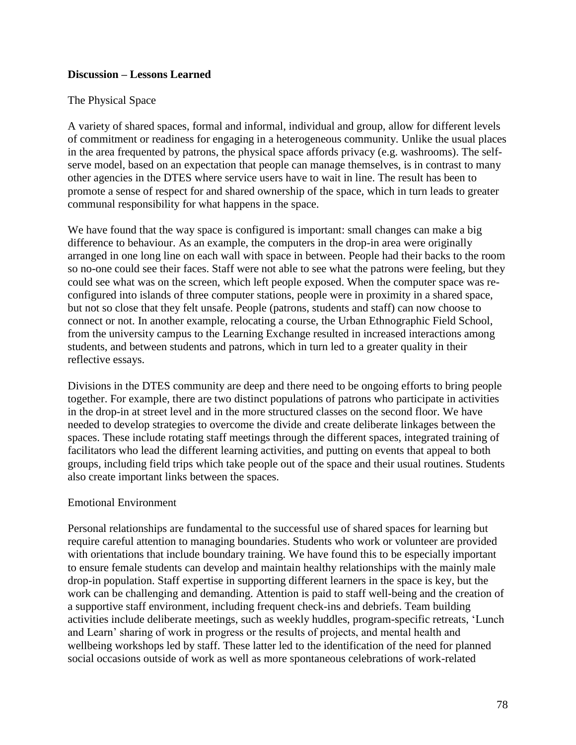## Discussion – Lessons Learned

### The Physical Space

A variety of shared spaces, formal and informal, individual and group, allow for different levels of commitment or readiness for engaging in a heterogeneous community. Unlike the usual places in the area frequented by patrons, the physical space affords privacy (e.g. washrooms). The self-serve model, based on an expectation that people can manage themselves, is in contrast to many other agencies in the DTES where service users have to wait in line. The result has been to promote a sense of respect for and shared ownership of the space, which in turn leads to greater communal responsibility for what happens in the space.

We have found that the way space is configured is important: small changes can make a big difference to behaviour. As an example, the computers in the drop-in area were originally arranged in one long line on each wall with space in between. People had their backs to the room so no-one could see their faces. Staff were not able to see what the patrons were feeling, but they could see what was on the screen, which left people exposed. When the computer space was re-configured into islands of three computer stations, people were in proximity in a shared space, but not so close that they felt unsafe. People (patrons, students and staff) can now choose to connect or not. In another example, relocating a course, the Urban Ethnographic Field School, from the university campus to the Learning Exchange resulted in increased interactions among students, and between students and patrons, which in turn led to a greater quality in their reflective essays.

Divisions in the DTES community are deep and there need to be ongoing efforts to bring people together. For example, there are two distinct populations of patrons who participate in activities in the drop-in at street level and in the more structured classes on the second floor. We have needed to develop strategies to overcome the divide and create deliberate linkages between the spaces. These include rotating staff meetings through the different spaces, integrated training of facilitators who lead the different learning activities, and putting on events that appeal to both groups, including field trips which take people out of the space and their usual routines. Students also create important links between the spaces.

### Emotional Environment

Personal relationships are fundamental to the successful use of shared spaces for learning but require careful attention to managing boundaries. Students who work or volunteer are provided with orientations that include boundary training. We have found this to be especially important to ensure female students can develop and maintain healthy relationships with the mainly male drop-in population. Staff expertise in supporting different learners in the space is key, but the work can be challenging and demanding. Attention is paid to staff well-being and the creation of a supportive staff environment, including frequent check-ins and debriefs. Team building activities include deliberate meetings, such as weekly huddles, program-specific retreats, 'Lunch and Learn' sharing of work in progress or the results of projects, and mental health and wellbeing workshops led by staff. These latter led to the identification of the need for planned social occasions outside of work as well as more spontaneous celebrations of work-related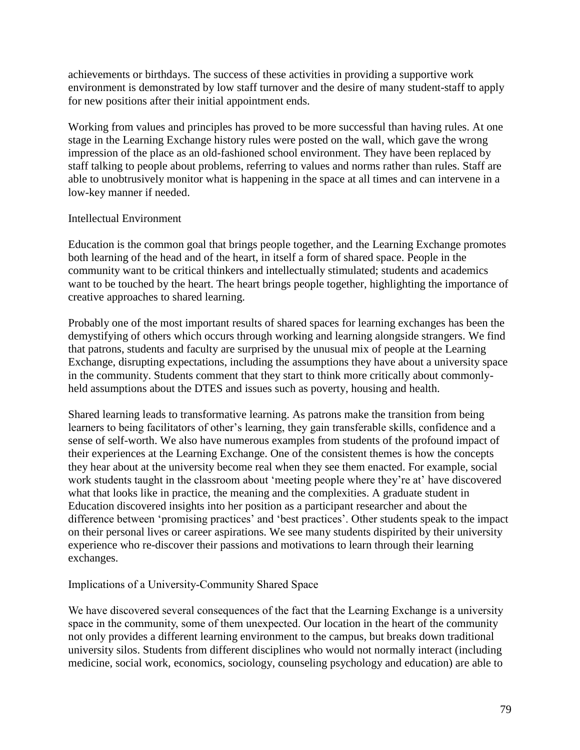achievements or birthdays. The success of these activities in providing a supportive work environment is demonstrated by low staff turnover and the desire of many student-staff to apply for new positions after their initial appointment ends.

Working from values and principles has proved to be more successful than having rules. At one stage in the Learning Exchange history rules were posted on the wall, which gave the wrong impression of the place as an old-fashioned school environment. They have been replaced by staff talking to people about problems, referring to values and norms rather than rules. Staff are able to unobtrusively monitor what is happening in the space at all times and can intervene in a low-key manner if needed.

## Intellectual Environment

Education is the common goal that brings people together, and the Learning Exchange promotes both learning of the head and of the heart, in itself a form of shared space. People in the community want to be critical thinkers and intellectually stimulated; students and academics want to be touched by the heart. The heart brings people together, highlighting the importance of creative approaches to shared learning.

Probably one of the most important results of shared spaces for learning exchanges has been the demystifying of others which occurs through working and learning alongside strangers. We find that patrons, students and faculty are surprised by the unusual mix of people at the Learning Exchange, disrupting expectations, including the assumptions they have about a university space in the community. Students comment that they start to think more critically about commonly-held assumptions about the DTES and issues such as poverty, housing and health.

Shared learning leads to transformative learning. As patrons make the transition from being learners to being facilitators of other's learning, they gain transferable skills, confidence and a sense of self-worth. We also have numerous examples from students of the profound impact of their experiences at the Learning Exchange. One of the consistent themes is how the concepts they hear about at the university become real when they see them enacted. For example, social work students taught in the classroom about 'meeting people where they're at' have discovered what that looks like in practice, the meaning and the complexities. A graduate student in Education discovered insights into her position as a participant researcher and about the difference between 'promising practices' and 'best practices'. Other students speak to the impact on their personal lives or career aspirations. We see many students dispirited by their university experience who re-discover their passions and motivations to learn through their learning exchanges.

## Implications of a University-Community Shared Space

We have discovered several consequences of the fact that the Learning Exchange is a university space in the community, some of them unexpected. Our location in the heart of the community not only provides a different learning environment to the campus, but breaks down traditional university silos. Students from different disciplines who would not normally interact (including medicine, social work, economics, sociology, counseling psychology and education) are able to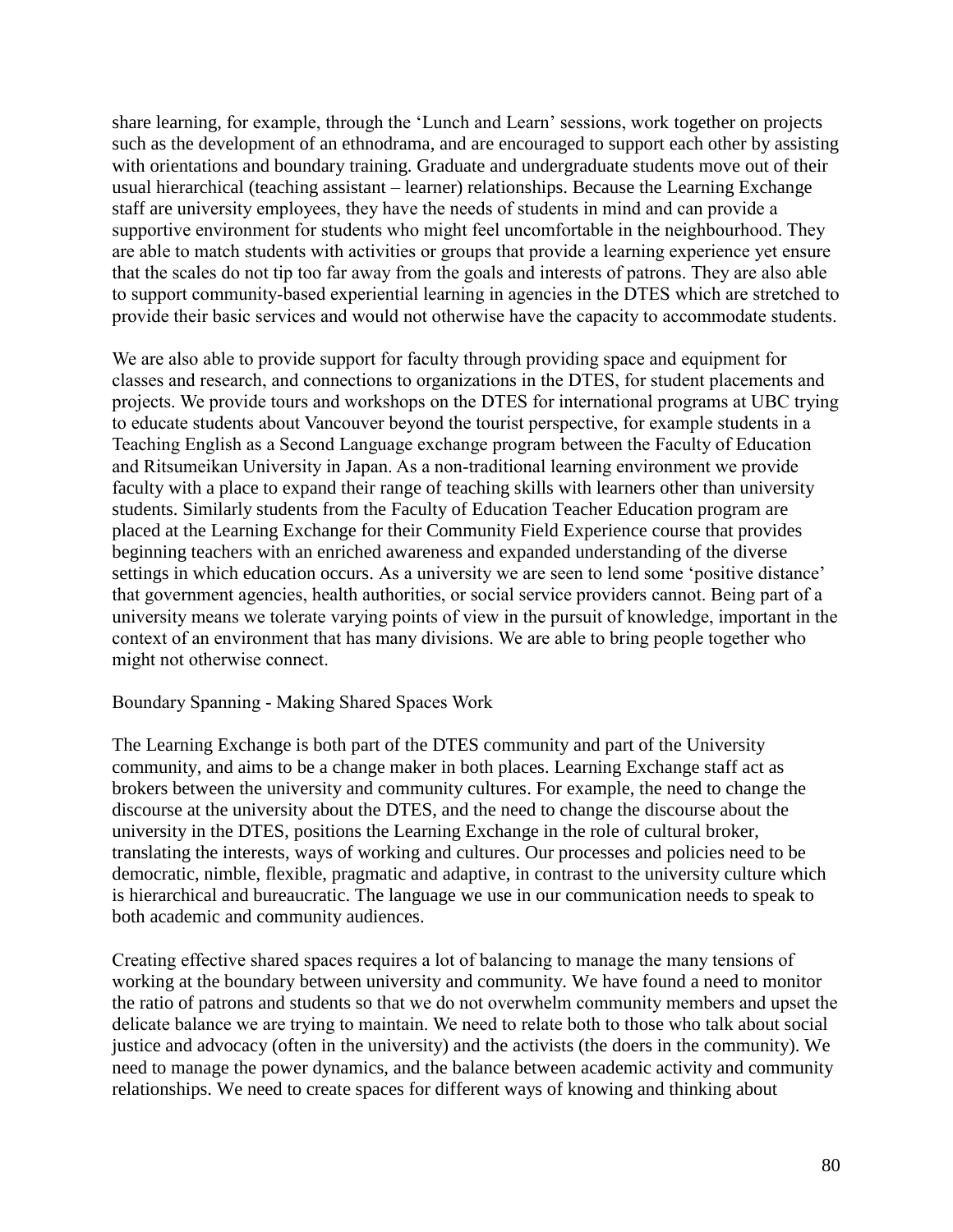share learning, for example, through the 'Lunch and Learn' sessions, work together on projects such as the development of an ethnodrama, and are encouraged to support each other by assisting with orientations and boundary training. Graduate and undergraduate students move out of their usual hierarchical (teaching assistant – learner) relationships. Because the Learning Exchange staff are university employees, they have the needs of students in mind and can provide a supportive environment for students who might feel uncomfortable in the neighbourhood. They are able to match students with activities or groups that provide a learning experience yet ensure that the scales do not tip too far away from the goals and interests of patrons. They are also able to support community-based experiential learning in agencies in the DTES which are stretched to provide their basic services and would not otherwise have the capacity to accommodate students.

We are also able to provide support for faculty through providing space and equipment for classes and research, and connections to organizations in the DTES, for student placements and projects. We provide tours and workshops on the DTES for international programs at UBC trying to educate students about Vancouver beyond the tourist perspective, for example students in a Teaching English as a Second Language exchange program between the Faculty of Education and Ritsumeikan University in Japan. As a non-traditional learning environment we provide faculty with a place to expand their range of teaching skills with learners other than university students. Similarly students from the Faculty of Education Teacher Education program are placed at the Learning Exchange for their Community Field Experience course that provides beginning teachers with an enriched awareness and expanded understanding of the diverse settings in which education occurs. As a university we are seen to lend some 'positive distance' that government agencies, health authorities, or social service providers cannot. Being part of a university means we tolerate varying points of view in the pursuit of knowledge, important in the context of an environment that has many divisions. We are able to bring people together who might not otherwise connect.

## Boundary Spanning - Making Shared Spaces Work

The Learning Exchange is both part of the DTES community and part of the University community, and aims to be a change maker in both places. Learning Exchange staff act as brokers between the university and community cultures. For example, the need to change the discourse at the university about the DTES, and the need to change the discourse about the university in the DTES, positions the Learning Exchange in the role of cultural broker, translating the interests, ways of working and cultures. Our processes and policies need to be democratic, nimble, flexible, pragmatic and adaptive, in contrast to the university culture which is hierarchical and bureaucratic. The language we use in our communication needs to speak to both academic and community audiences.

Creating effective shared spaces requires a lot of balancing to manage the many tensions of working at the boundary between university and community. We have found a need to monitor the ratio of patrons and students so that we do not overwhelm community members and upset the delicate balance we are trying to maintain. We need to relate both to those who talk about social justice and advocacy (often in the university) and the activists (the doers in the community). We need to manage the power dynamics, and the balance between academic activity and community relationships. We need to create spaces for different ways of knowing and thinking about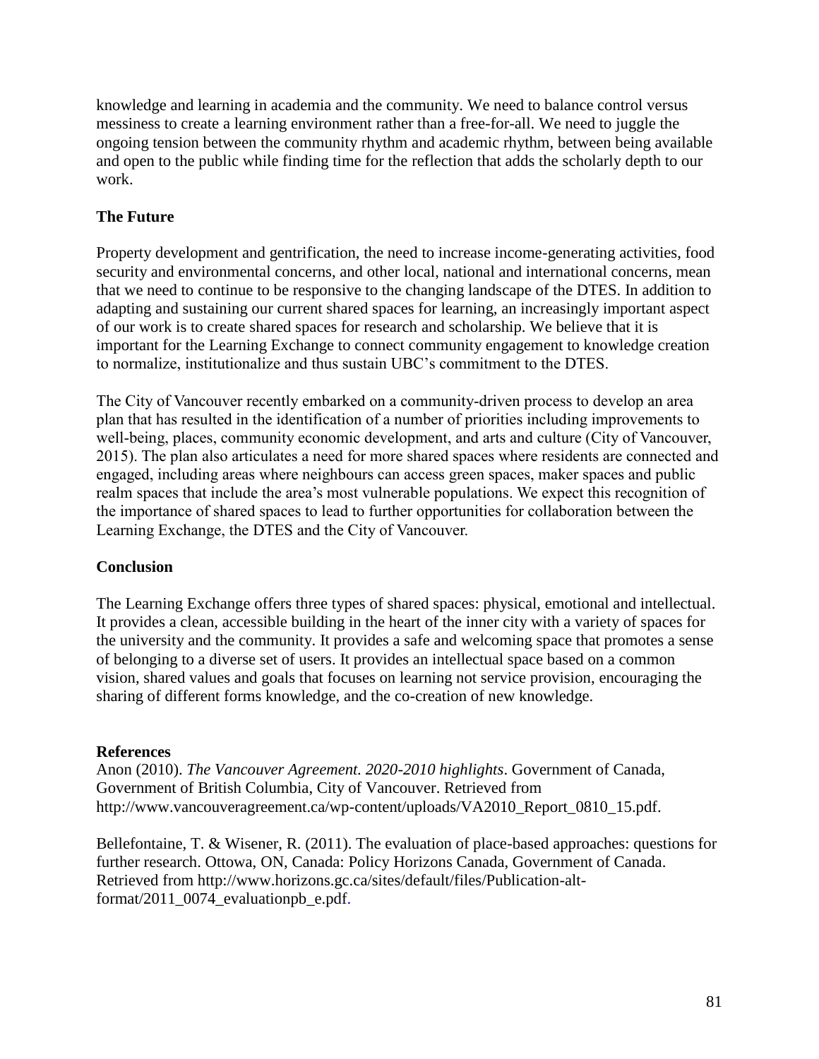knowledge and learning in academia and the community. We need to balance control versus messiness to create a learning environment rather than a free-for-all. We need to juggle the ongoing tension between the community rhythm and academic rhythm, between being available and open to the public while finding time for the reflection that adds the scholarly depth to our work.

**The Future**

Property development and gentrification, the need to increase income-generating activities, food security and environmental concerns, and other local, national and international concerns, mean that we need to continue to be responsive to the changing landscape of the DTES. In addition to adapting and sustaining our current shared spaces for learning, an increasingly important aspect of our work is to create shared spaces for research and scholarship. We believe that it is important for the Learning Exchange to connect community engagement to knowledge creation to normalize, institutionalize and thus sustain UBC's commitment to the DTES.

The City of Vancouver recently embarked on a community-driven process to develop an area plan that has resulted in the identification of a number of priorities including improvements to well-being, places, community economic development, and arts and culture (City of Vancouver, 2015). The plan also articulates a need for more shared spaces where residents are connected and engaged, including areas where neighbours can access green spaces, maker spaces and public realm spaces that include the area's most vulnerable populations. We expect this recognition of the importance of shared spaces to lead to further opportunities for collaboration between the Learning Exchange, the DTES and the City of Vancouver.

**Conclusion**

The Learning Exchange offers three types of shared spaces: physical, emotional and intellectual. It provides a clean, accessible building in the heart of the inner city with a variety of spaces for the university and the community. It provides a safe and welcoming space that promotes a sense of belonging to a diverse set of users. It provides an intellectual space based on a common vision, shared values and goals that focuses on learning not service provision, encouraging the sharing of different forms knowledge, and the co-creation of new knowledge.

**References**

Anon (2010). *The Vancouver Agreement. 2020-2010 highlights*. Government of Canada, Government of British Columbia, City of Vancouver. Retrieved from http://www.vancouveragreement.ca/wp-content/uploads/VA2010_Report_0810_15.pdf.

Bellefontaine, T. & Wisener, R. (2011). The evaluation of place-based approaches: questions for further research. Ottowa, ON, Canada: Policy Horizons Canada, Government of Canada. Retrieved from http://www.horizons.gc.ca/sites/default/files/Publication-alt-format/2011_0074_evaluationpb_e.pdf.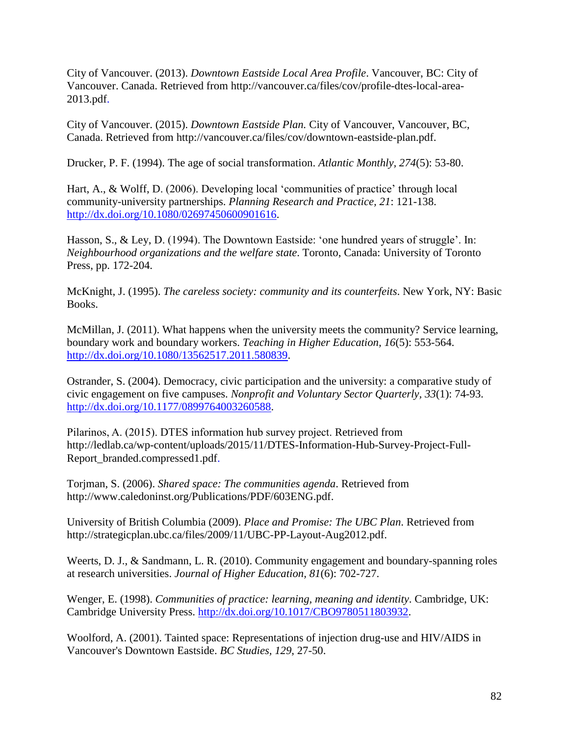City of Vancouver. (2013). *Downtown Eastside Local Area Profile*. Vancouver, BC: City of Vancouver. Canada. Retrieved from http://vancouver.ca/files/cov/profile-dtes-local-area-2013.pdf.

City of Vancouver. (2015). *Downtown Eastside Plan.* City of Vancouver, Vancouver, BC, Canada. Retrieved from http://vancouver.ca/files/cov/downtown-eastside-plan.pdf.

Drucker, P. F. (1994). The age of social transformation. *Atlantic Monthly, 274*(5): 53-80.

Hart, A., & Wolff, D. (2006). Developing local 'communities of practice' through local community-university partnerships. *Planning Research and Practice, 21*: 121-138. http://dx.doi.org/10.1080/02697450600901616.

Hasson, S., & Ley, D. (1994). The Downtown Eastside: 'one hundred years of struggle'. In: *Neighbourhood organizations and the welfare state*. Toronto, Canada: University of Toronto Press, pp. 172-204.

McKnight, J. (1995). *The careless society: community and its counterfeits*. New York, NY: Basic Books.

McMillan, J. (2011). What happens when the university meets the community? Service learning, boundary work and boundary workers. *Teaching in Higher Education, 16*(5): 553-564. http://dx.doi.org/10.1080/13562517.2011.580839.

Ostrander, S. (2004). Democracy, civic participation and the university: a comparative study of civic engagement on five campuses. *Nonprofit and Voluntary Sector Quarterly*, *33*(1): 74-93. http://dx.doi.org/10.1177/0899764003260588.

Pilarinos, A. (2015). DTES information hub survey project. Retrieved from http://ledlab.ca/wp-content/uploads/2015/11/DTES-Information-Hub-Survey-Project-Full-Report_branded.compressed1.pdf.

Torjman, S. (2006). *Shared space: The communities agenda*. Retrieved from http://www.caledoninst.org/Publications/PDF/603ENG.pdf.

University of British Columbia (2009). *Place and Promise: The UBC Plan*. Retrieved from http://strategicplan.ubc.ca/files/2009/11/UBC-PP-Layout-Aug2012.pdf.

Weerts, D. J., & Sandmann, L. R. (2010). Community engagement and boundary-spanning roles at research universities. *Journal of Higher Education, 81*(6): 702-727.

Wenger, E. (1998). *Communities of practice: learning, meaning and identity*. Cambridge, UK: Cambridge University Press. http://dx.doi.org/10.1017/CBO9780511803932.

Woolford, A. (2001). Tainted space: Representations of injection drug-use and HIV/AIDS in Vancouver's Downtown Eastside. *BC Studies, 129*, 27-50.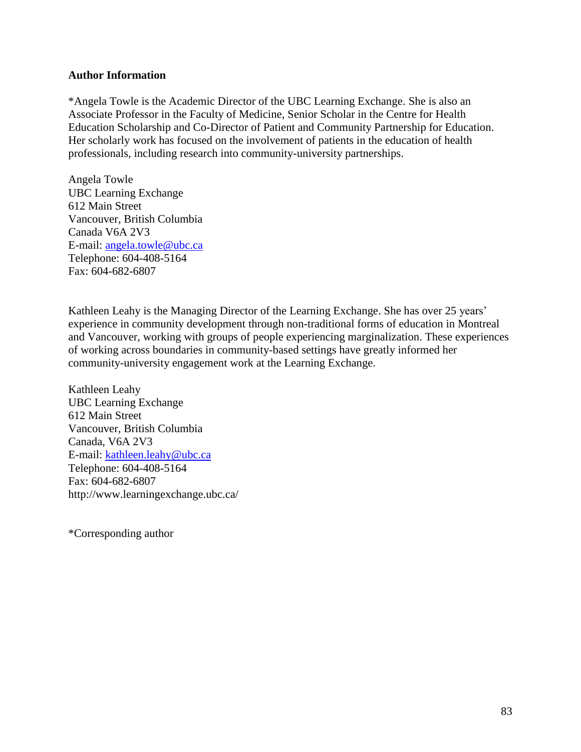**Author Information**

*Angela Towle is the Academic Director of the UBC Learning Exchange. She is also an Associate Professor in the Faculty of Medicine, Senior Scholar in the Centre for Health Education Scholarship and Co-Director of Patient and Community Partnership for Education. Her scholarly work has focused on the involvement of patients in the education of health professionals, including research into community-university partnerships.

Angela Towle  
UBC Learning Exchange  
612 Main Street  
Vancouver, British Columbia  
Canada V6A 2V3  
E-mail: angela.towle@ubc.ca  
Telephone: 604-408-5164  
Fax: 604-682-6807

Kathleen Leahy is the Managing Director of the Learning Exchange. She has over 25 years' experience in community development through non-traditional forms of education in Montreal and Vancouver, working with groups of people experiencing marginalization. These experiences of working across boundaries in community-based settings have greatly informed her community-university engagement work at the Learning Exchange.

Kathleen Leahy  
UBC Learning Exchange  
612 Main Street  
Vancouver, British Columbia  
Canada, V6A 2V3  
E-mail: kathleen.leahy@ubc.ca  
Telephone: 604-408-5164  
Fax: 604-682-6807  
http://www.learningexchange.ubc.ca/

*Corresponding author